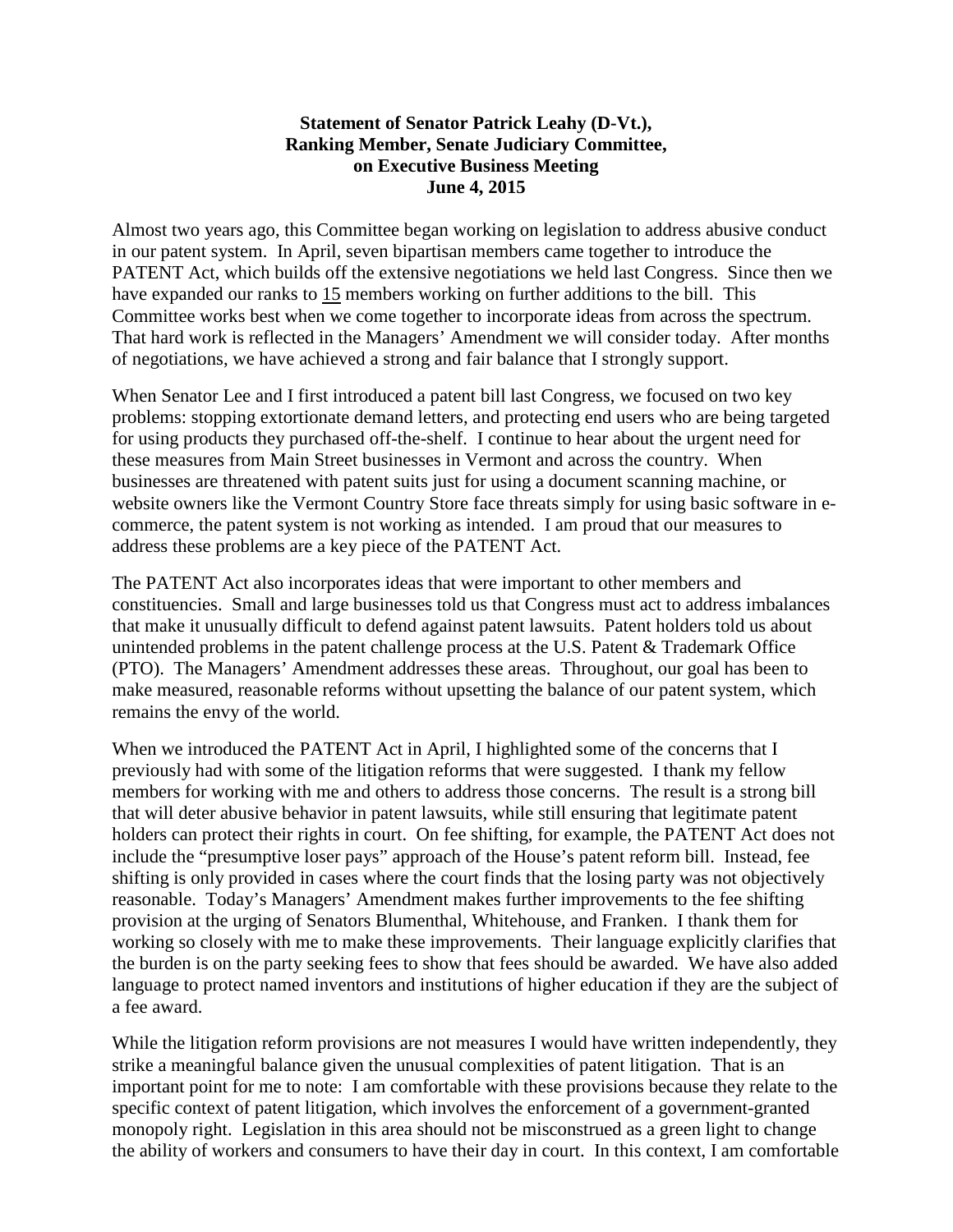**Statement of Senator Patrick Leahy (D-Vt.),**
**Ranking Member, Senate Judiciary Committee,**
**on Executive Business Meeting**
**June 4, 2015**

Almost two years ago, this Committee began working on legislation to address abusive conduct in our patent system. In April, seven bipartisan members came together to introduce the PATENT Act, which builds off the extensive negotiations we held last Congress. Since then we have expanded our ranks to 15 members working on further additions to the bill. This Committee works best when we come together to incorporate ideas from across the spectrum. That hard work is reflected in the Managers' Amendment we will consider today. After months of negotiations, we have achieved a strong and fair balance that I strongly support.

When Senator Lee and I first introduced a patent bill last Congress, we focused on two key problems: stopping extortionate demand letters, and protecting end users who are being targeted for using products they purchased off-the-shelf. I continue to hear about the urgent need for these measures from Main Street businesses in Vermont and across the country. When businesses are threatened with patent suits just for using a document scanning machine, or website owners like the Vermont Country Store face threats simply for using basic software in e-commerce, the patent system is not working as intended. I am proud that our measures to address these problems are a key piece of the PATENT Act.

The PATENT Act also incorporates ideas that were important to other members and constituencies. Small and large businesses told us that Congress must act to address imbalances that make it unusually difficult to defend against patent lawsuits. Patent holders told us about unintended problems in the patent challenge process at the U.S. Patent & Trademark Office (PTO). The Managers' Amendment addresses these areas. Throughout, our goal has been to make measured, reasonable reforms without upsetting the balance of our patent system, which remains the envy of the world.

When we introduced the PATENT Act in April, I highlighted some of the concerns that I previously had with some of the litigation reforms that were suggested. I thank my fellow members for working with me and others to address those concerns. The result is a strong bill that will deter abusive behavior in patent lawsuits, while still ensuring that legitimate patent holders can protect their rights in court. On fee shifting, for example, the PATENT Act does not include the "presumptive loser pays" approach of the House's patent reform bill. Instead, fee shifting is only provided in cases where the court finds that the losing party was not objectively reasonable. Today's Managers' Amendment makes further improvements to the fee shifting provision at the urging of Senators Blumenthal, Whitehouse, and Franken. I thank them for working so closely with me to make these improvements. Their language explicitly clarifies that the burden is on the party seeking fees to show that fees should be awarded. We have also added language to protect named inventors and institutions of higher education if they are the subject of a fee award.

While the litigation reform provisions are not measures I would have written independently, they strike a meaningful balance given the unusual complexities of patent litigation. That is an important point for me to note: I am comfortable with these provisions because they relate to the specific context of patent litigation, which involves the enforcement of a government-granted monopoly right. Legislation in this area should not be misconstrued as a green light to change the ability of workers and consumers to have their day in court. In this context, I am comfortable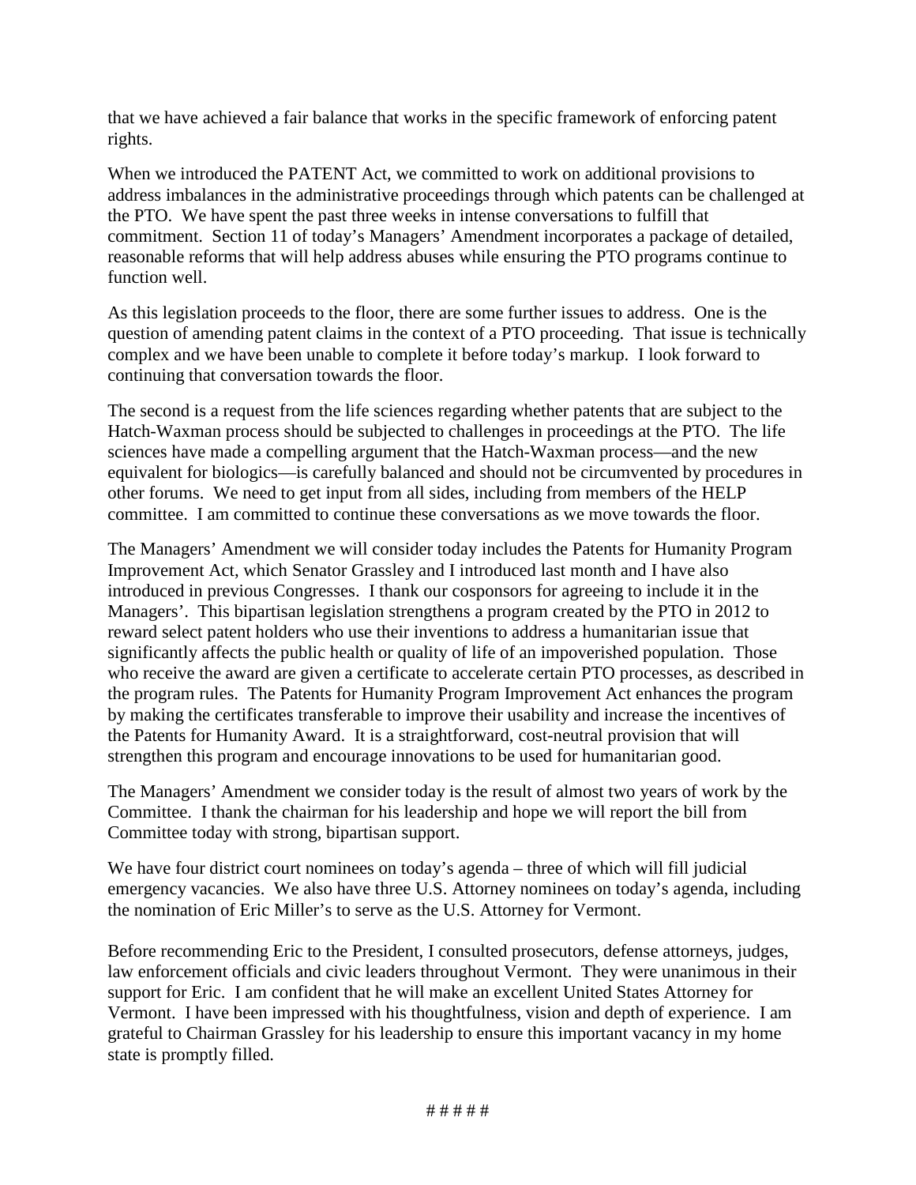that we have achieved a fair balance that works in the specific framework of enforcing patent rights.

When we introduced the PATENT Act, we committed to work on additional provisions to address imbalances in the administrative proceedings through which patents can be challenged at the PTO. We have spent the past three weeks in intense conversations to fulfill that commitment. Section 11 of today's Managers' Amendment incorporates a package of detailed, reasonable reforms that will help address abuses while ensuring the PTO programs continue to function well.

As this legislation proceeds to the floor, there are some further issues to address. One is the question of amending patent claims in the context of a PTO proceeding. That issue is technically complex and we have been unable to complete it before today's markup. I look forward to continuing that conversation towards the floor.

The second is a request from the life sciences regarding whether patents that are subject to the Hatch-Waxman process should be subjected to challenges in proceedings at the PTO. The life sciences have made a compelling argument that the Hatch-Waxman process—and the new equivalent for biologics—is carefully balanced and should not be circumvented by procedures in other forums. We need to get input from all sides, including from members of the HELP committee. I am committed to continue these conversations as we move towards the floor.

The Managers' Amendment we will consider today includes the Patents for Humanity Program Improvement Act, which Senator Grassley and I introduced last month and I have also introduced in previous Congresses. I thank our cosponsors for agreeing to include it in the Managers'. This bipartisan legislation strengthens a program created by the PTO in 2012 to reward select patent holders who use their inventions to address a humanitarian issue that significantly affects the public health or quality of life of an impoverished population. Those who receive the award are given a certificate to accelerate certain PTO processes, as described in the program rules. The Patents for Humanity Program Improvement Act enhances the program by making the certificates transferable to improve their usability and increase the incentives of the Patents for Humanity Award. It is a straightforward, cost-neutral provision that will strengthen this program and encourage innovations to be used for humanitarian good.

The Managers' Amendment we consider today is the result of almost two years of work by the Committee. I thank the chairman for his leadership and hope we will report the bill from Committee today with strong, bipartisan support.

We have four district court nominees on today's agenda – three of which will fill judicial emergency vacancies. We also have three U.S. Attorney nominees on today's agenda, including the nomination of Eric Miller's to serve as the U.S. Attorney for Vermont.

Before recommending Eric to the President, I consulted prosecutors, defense attorneys, judges, law enforcement officials and civic leaders throughout Vermont. They were unanimous in their support for Eric. I am confident that he will make an excellent United States Attorney for Vermont. I have been impressed with his thoughtfulness, vision and depth of experience. I am grateful to Chairman Grassley for his leadership to ensure this important vacancy in my home state is promptly filled.

# # # # #